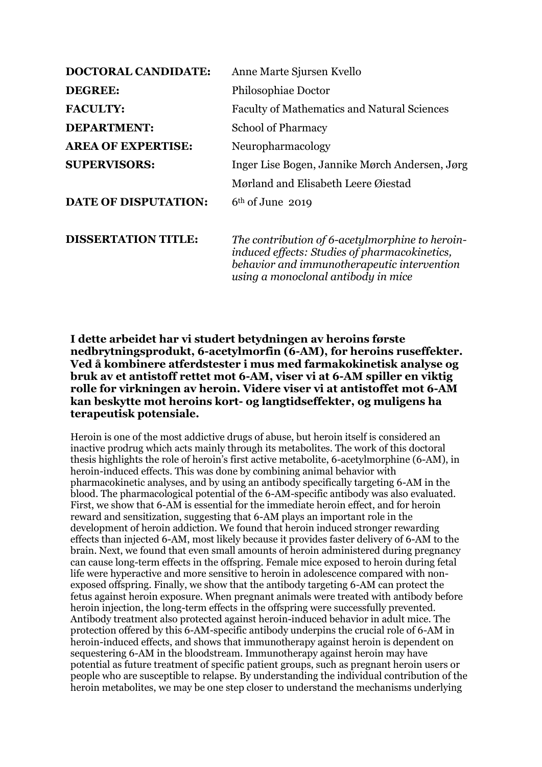| | |
|---|---|
| **DOCTORAL CANDIDATE:** | Anne Marte Sjursen Kvello |
| **DEGREE:** | Philosophiae Doctor |
| **FACULTY:** | Faculty of Mathematics and Natural Sciences |
| **DEPARTMENT:** | School of Pharmacy |
| **AREA OF EXPERTISE:** | Neuropharmacology |
| **SUPERVISORS:** | Inger Lise Bogen, Jannike Mørch Andersen, Jørg Mørland and Elisabeth Leere Øiestad |
| **DATE OF DISPUTATION:** | 6th of June 2019 |
| **DISSERTATION TITLE:** | *The contribution of 6-acetylmorphine to heroin-induced effects: Studies of pharmacokinetics, behavior and immunotherapeutic intervention using a monoclonal antibody in mice* |

**I dette arbeidet har vi studert betydningen av heroins første nedbrytningsprodukt, 6-acetylmorfin (6-AM), for heroins ruseffekter. Ved å kombinere atferdstester i mus med farmakokinetisk analyse og bruk av et antistoff rettet mot 6-AM, viser vi at 6-AM spiller en viktig rolle for virkningen av heroin. Videre viser vi at antistoffet mot 6-AM kan beskytte mot heroins kort- og langtidseffekter, og muligens ha terapeutisk potensiale.**

Heroin is one of the most addictive drugs of abuse, but heroin itself is considered an inactive prodrug which acts mainly through its metabolites. The work of this doctoral thesis highlights the role of heroin's first active metabolite, 6-acetylmorphine (6-AM), in heroin-induced effects. This was done by combining animal behavior with pharmacokinetic analyses, and by using an antibody specifically targeting 6-AM in the blood. The pharmacological potential of the 6-AM-specific antibody was also evaluated. First, we show that 6-AM is essential for the immediate heroin effect, and for heroin reward and sensitization, suggesting that 6-AM plays an important role in the development of heroin addiction. We found that heroin induced stronger rewarding effects than injected 6-AM, most likely because it provides faster delivery of 6-AM to the brain. Next, we found that even small amounts of heroin administered during pregnancy can cause long-term effects in the offspring. Female mice exposed to heroin during fetal life were hyperactive and more sensitive to heroin in adolescence compared with non-exposed offspring. Finally, we show that the antibody targeting 6-AM can protect the fetus against heroin exposure. When pregnant animals were treated with antibody before heroin injection, the long-term effects in the offspring were successfully prevented. Antibody treatment also protected against heroin-induced behavior in adult mice. The protection offered by this 6-AM-specific antibody underpins the crucial role of 6-AM in heroin-induced effects, and shows that immunotherapy against heroin is dependent on sequestering 6-AM in the bloodstream. Immunotherapy against heroin may have potential as future treatment of specific patient groups, such as pregnant heroin users or people who are susceptible to relapse. By understanding the individual contribution of the heroin metabolites, we may be one step closer to understand the mechanisms underlying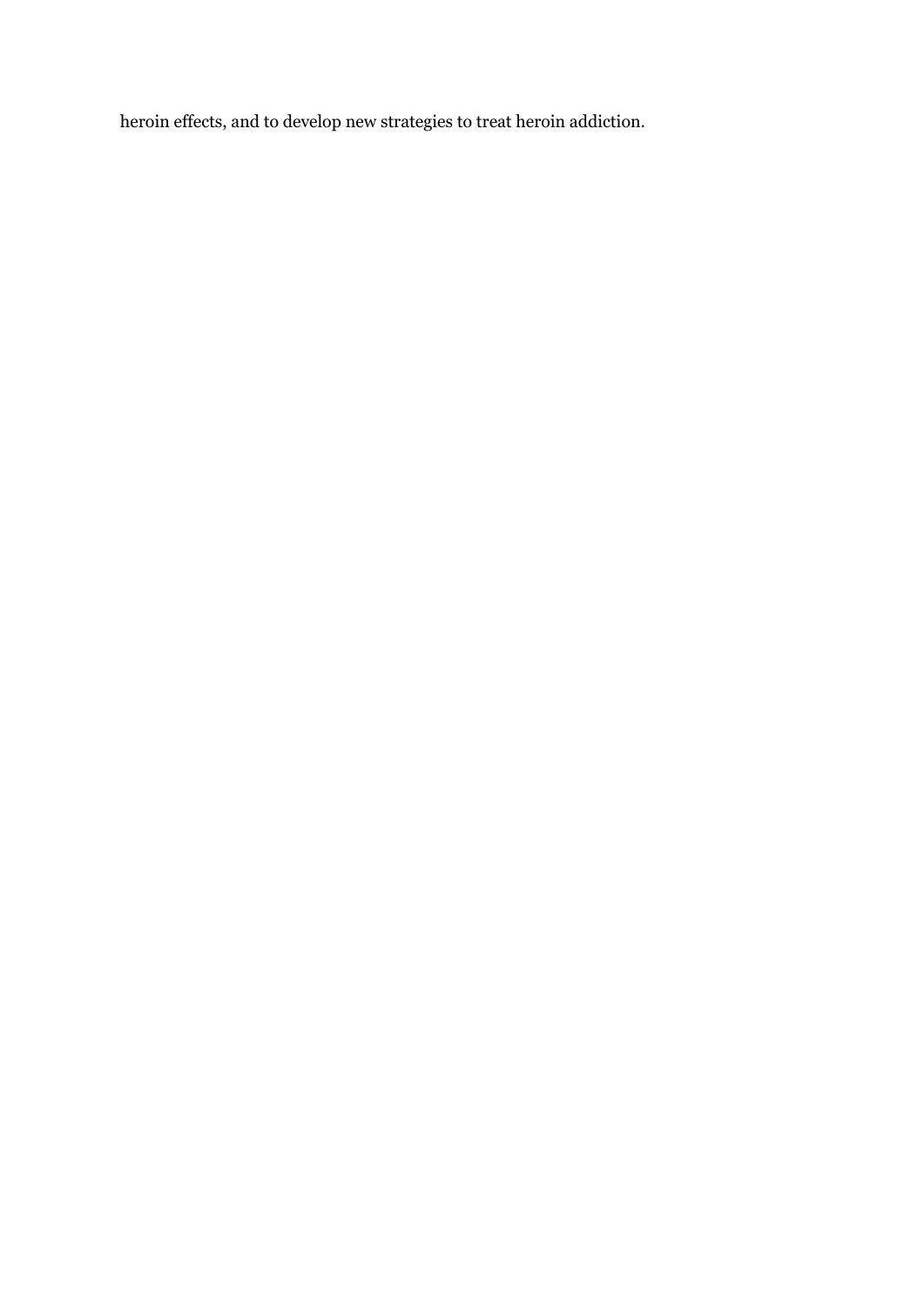heroin effects, and to develop new strategies to treat heroin addiction.